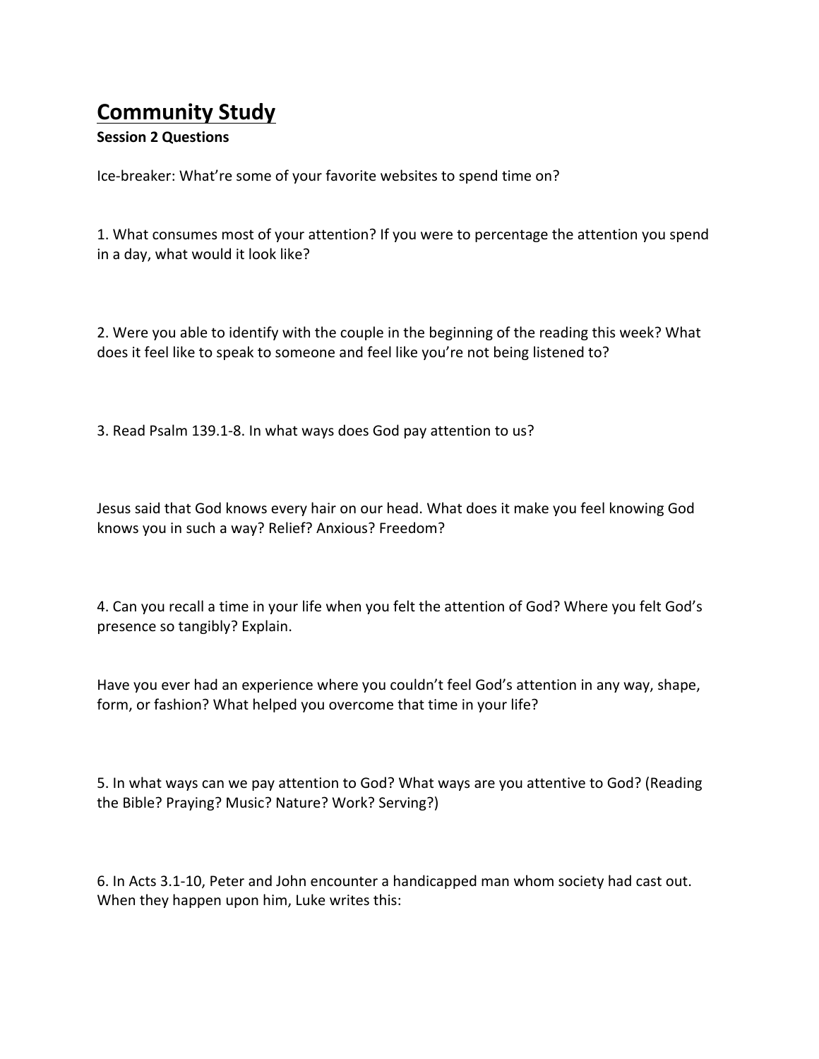# Community Study

**Session 2 Questions**

Ice-breaker: What're some of your favorite websites to spend time on?

1. What consumes most of your attention? If you were to percentage the attention you spend in a day, what would it look like?

2. Were you able to identify with the couple in the beginning of the reading this week? What does it feel like to speak to someone and feel like you're not being listened to?

3. Read Psalm 139.1-8. In what ways does God pay attention to us?

Jesus said that God knows every hair on our head. What does it make you feel knowing God knows you in such a way? Relief? Anxious? Freedom?

4. Can you recall a time in your life when you felt the attention of God? Where you felt God's presence so tangibly? Explain.

Have you ever had an experience where you couldn't feel God's attention in any way, shape, form, or fashion? What helped you overcome that time in your life?

5. In what ways can we pay attention to God? What ways are you attentive to God? (Reading the Bible? Praying? Music? Nature? Work? Serving?)

6. In Acts 3.1-10, Peter and John encounter a handicapped man whom society had cast out. When they happen upon him, Luke writes this: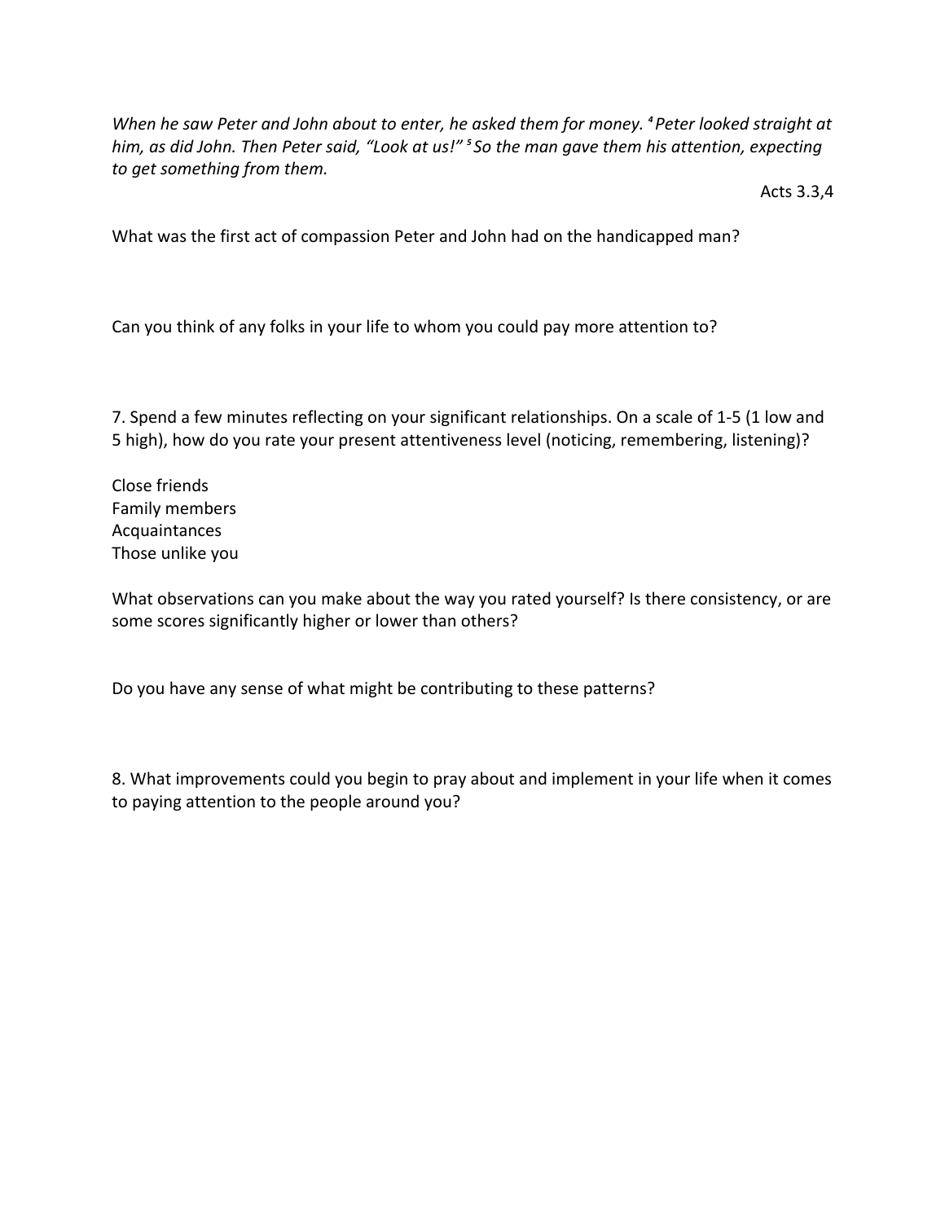*When he saw Peter and John about to enter, he asked them for money. [4] Peter looked straight at him, as did John. Then Peter said, "Look at us!" [5] So the man gave them his attention, expecting to get something from them.*

Acts 3.3,4

What was the first act of compassion Peter and John had on the handicapped man?

Can you think of any folks in your life to whom you could pay more attention to?

7. Spend a few minutes reflecting on your significant relationships. On a scale of 1-5 (1 low and 5 high), how do you rate your present attentiveness level (noticing, remembering, listening)?

Close friends
Family members
Acquaintances
Those unlike you

What observations can you make about the way you rated yourself? Is there consistency, or are some scores significantly higher or lower than others?

Do you have any sense of what might be contributing to these patterns?

8. What improvements could you begin to pray about and implement in your life when it comes to paying attention to the people around you?